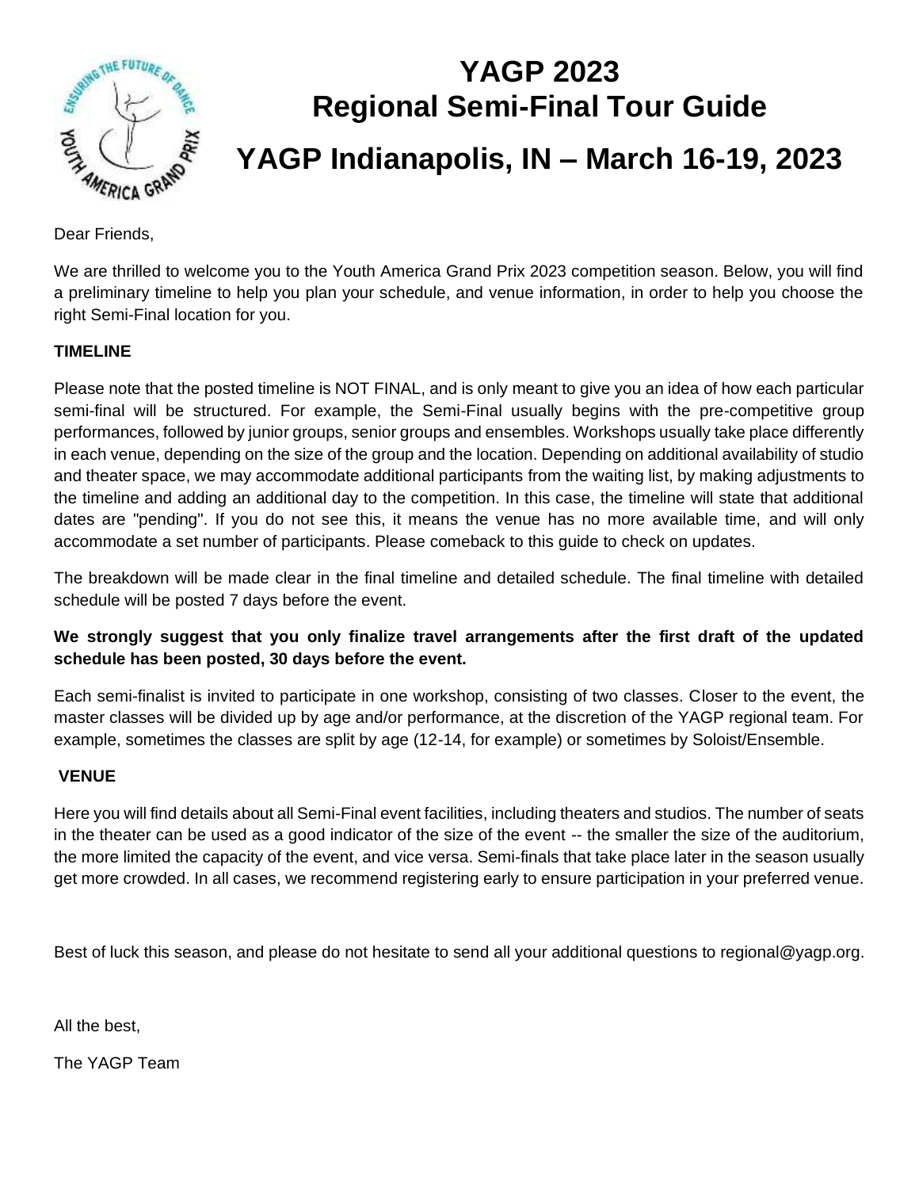# YAGP 2023
# Regional Semi-Final Tour Guide
# YAGP Indianapolis, IN – March 16-19, 2023

Dear Friends,

We are thrilled to welcome you to the Youth America Grand Prix 2023 competition season. Below, you will find a preliminary timeline to help you plan your schedule, and venue information, in order to help you choose the right Semi-Final location for you.

**TIMELINE**

Please note that the posted timeline is NOT FINAL, and is only meant to give you an idea of how each particular semi-final will be structured. For example, the Semi-Final usually begins with the pre-competitive group performances, followed by junior groups, senior groups and ensembles. Workshops usually take place differently in each venue, depending on the size of the group and the location. Depending on additional availability of studio and theater space, we may accommodate additional participants from the waiting list, by making adjustments to the timeline and adding an additional day to the competition. In this case, the timeline will state that additional dates are "pending". If you do not see this, it means the venue has no more available time, and will only accommodate a set number of participants. Please comeback to this guide to check on updates.

The breakdown will be made clear in the final timeline and detailed schedule. The final timeline with detailed schedule will be posted 7 days before the event.

**We strongly suggest that you only finalize travel arrangements after the first draft of the updated schedule has been posted, 30 days before the event.**

Each semi-finalist is invited to participate in one workshop, consisting of two classes. Closer to the event, the master classes will be divided up by age and/or performance, at the discretion of the YAGP regional team. For example, sometimes the classes are split by age (12-14, for example) or sometimes by Soloist/Ensemble.

**VENUE**

Here you will find details about all Semi-Final event facilities, including theaters and studios. The number of seats in the theater can be used as a good indicator of the size of the event -- the smaller the size of the auditorium, the more limited the capacity of the event, and vice versa. Semi-finals that take place later in the season usually get more crowded. In all cases, we recommend registering early to ensure participation in your preferred venue.

Best of luck this season, and please do not hesitate to send all your additional questions to regional@yagp.org.

All the best,

The YAGP Team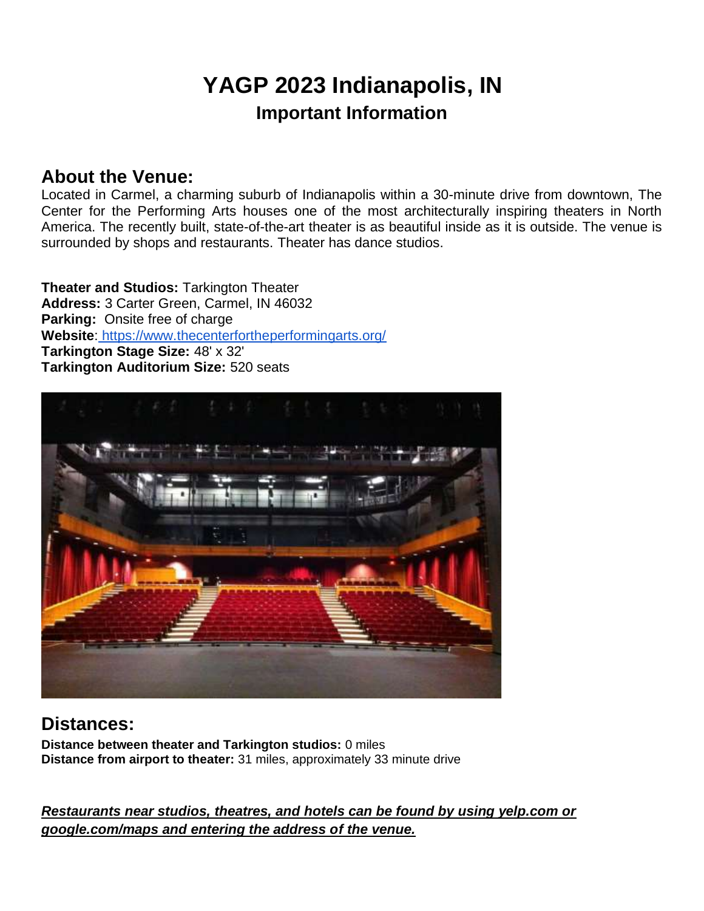# YAGP 2023 Indianapolis, IN

## Important Information

## About the Venue:

Located in Carmel, a charming suburb of Indianapolis within a 30-minute drive from downtown, The Center for the Performing Arts houses one of the most architecturally inspiring theaters in North America. The recently built, state-of-the-art theater is as beautiful inside as it is outside. The venue is surrounded by shops and restaurants. Theater has dance studios.

**Theater and Studios:** Tarkington Theater
**Address:** 3 Carter Green, Carmel, IN 46032
**Parking:** Onsite free of charge
**Website**: https://www.thecenterfortheperformingarts.org/
**Tarkington Stage Size:** 48' x 32'
**Tarkington Auditorium Size:** 520 seats

## Distances:

**Distance between theater and Tarkington studios:** 0 miles
**Distance from airport to theater:** 31 miles, approximately 33 minute drive

***Restaurants near studios, theatres, and hotels can be found by using yelp.com or google.com/maps and entering the address of the venue.***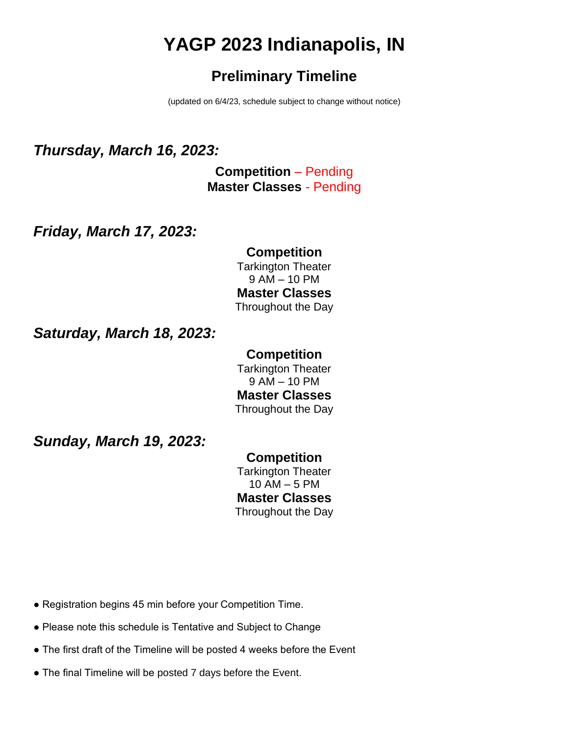# YAGP 2023 Indianapolis, IN

## Preliminary Timeline

(updated on 6/4/23, schedule subject to change without notice)

### *Thursday, March 16, 2023:*

**Competition** – Pending
**Master Classes** - Pending

### *Friday, March 17, 2023:*

**Competition**
Tarkington Theater
9 AM – 10 PM
**Master Classes**
Throughout the Day

### *Saturday, March 18, 2023:*

**Competition**
Tarkington Theater
9 AM – 10 PM
**Master Classes**
Throughout the Day

### *Sunday, March 19, 2023:*

**Competition**
Tarkington Theater
10 AM – 5 PM
**Master Classes**
Throughout the Day

- Registration begins 45 min before your Competition Time.
- Please note this schedule is Tentative and Subject to Change
- The first draft of the Timeline will be posted 4 weeks before the Event
- The final Timeline will be posted 7 days before the Event.